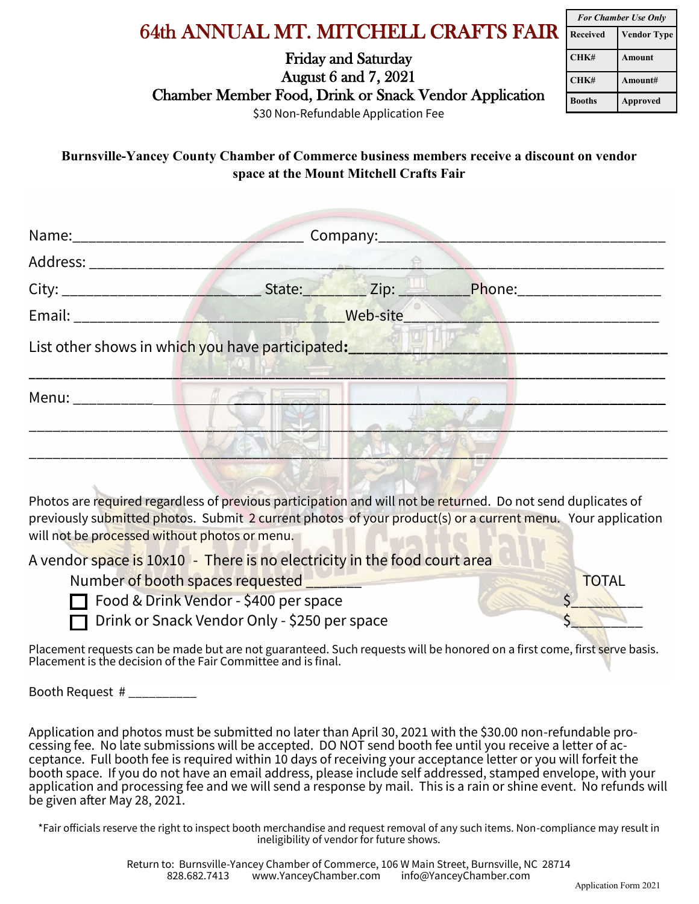| For Chamber Use Only | |
|---|---|
| Received | Vendor Type |
| CHK# | Amount |
| CHK# | Amount# |
| Booths | Approved |

# 64th ANNUAL MT. MITCHELL CRAFTS FAIR

## Friday and Saturday
## August 6 and 7, 2021
## Chamber Member Food, Drink or Snack Vendor Application

$30 Non-Refundable Application Fee

**Burnsville-Yancey County Chamber of Commerce business members receive a discount on vendor space at the Mount Mitchell Crafts Fair**

Name:_____________________________ Company:_____________________________________

Address: ___________________________________________________________________________

City: _________________________ State:________ Zip: _________Phone:__________________

Email: ___________________________________Web-site_______________________________________

List other shows in which you have participated:____________________________________

_____________________________________________________________________________________

Menu: ______________________________________________________________________________

_____________________________________________________________________________________

_____________________________________________________________________________________

Photos are required regardless of previous participation and will not be returned. Do not send duplicates of previously submitted photos. Submit 2 current photos of your product(s) or a current menu. Your application will not be processed without photos or menu.

A vendor space is 10x10 - There is no electricity in the food court area

Number of booth spaces requested _______ TOTAL

☐ Food & Drink Vendor - $400 per space $_________

☐ Drink or Snack Vendor Only - $250 per space $_________

Placement requests can be made but are not guaranteed. Such requests will be honored on a first come, first serve basis. Placement is the decision of the Fair Committee and is final.

Booth Request # __________

Application and photos must be submitted no later than April 30, 2021 with the $30.00 non-refundable processing fee. No late submissions will be accepted. DO NOT send booth fee until you receive a letter of acceptance. Full booth fee is required within 10 days of receiving your acceptance letter or you will forfeit the booth space. If you do not have an email address, please include self addressed, stamped envelope, with your application and processing fee and we will send a response by mail. This is a rain or shine event. No refunds will be given after May 28, 2021.

*Fair officials reserve the right to inspect booth merchandise and request removal of any such items. Non-compliance may result in ineligibility of vendor for future shows.

Return to: Burnsville-Yancey Chamber of Commerce, 106 W Main Street, Burnsville, NC 28714
828.682.7413 www.YanceyChamber.com info@YanceyChamber.com

Application Form 2021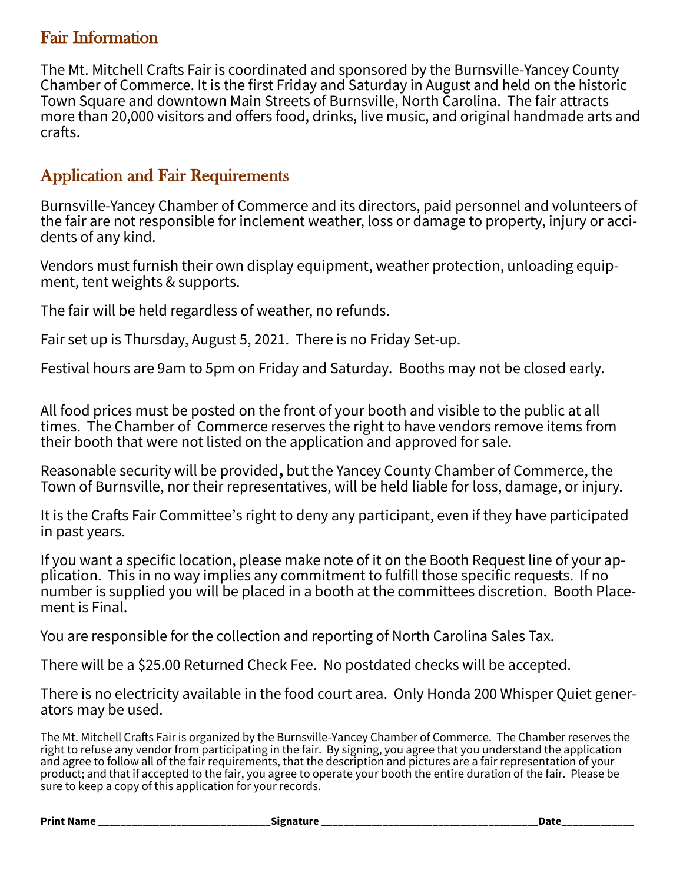## Fair Information

The Mt. Mitchell Crafts Fair is coordinated and sponsored by the Burnsville-Yancey County Chamber of Commerce. It is the first Friday and Saturday in August and held on the historic Town Square and downtown Main Streets of Burnsville, North Carolina. The fair attracts more than 20,000 visitors and offers food, drinks, live music, and original handmade arts and crafts.

## Application and Fair Requirements

Burnsville-Yancey Chamber of Commerce and its directors, paid personnel and volunteers of the fair are not responsible for inclement weather, loss or damage to property, injury or accidents of any kind.

Vendors must furnish their own display equipment, weather protection, unloading equipment, tent weights & supports.

The fair will be held regardless of weather, no refunds.

Fair set up is Thursday, August 5, 2021. There is no Friday Set-up.

Festival hours are 9am to 5pm on Friday and Saturday. Booths may not be closed early.

All food prices must be posted on the front of your booth and visible to the public at all times. The Chamber of Commerce reserves the right to have vendors remove items from their booth that were not listed on the application and approved for sale.

Reasonable security will be provided**,** but the Yancey County Chamber of Commerce, the Town of Burnsville, nor their representatives, will be held liable for loss, damage, or injury.

It is the Crafts Fair Committee's right to deny any participant, even if they have participated in past years.

If you want a specific location, please make note of it on the Booth Request line of your application. This in no way implies any commitment to fulfill those specific requests. If no number is supplied you will be placed in a booth at the committees discretion. Booth Placement is Final.

You are responsible for the collection and reporting of North Carolina Sales Tax.

There will be a $25.00 Returned Check Fee. No postdated checks will be accepted.

There is no electricity available in the food court area. Only Honda 200 Whisper Quiet generators may be used.

The Mt. Mitchell Crafts Fair is organized by the Burnsville-Yancey Chamber of Commerce. The Chamber reserves the right to refuse any vendor from participating in the fair. By signing, you agree that you understand the application and agree to follow all of the fair requirements, that the description and pictures are a fair representation of your product; and that if accepted to the fair, you agree to operate your booth the entire duration of the fair. Please be sure to keep a copy of this application for your records.

**Print Name** ______________________________ **Signature** ______________________________________ **Date**_____________